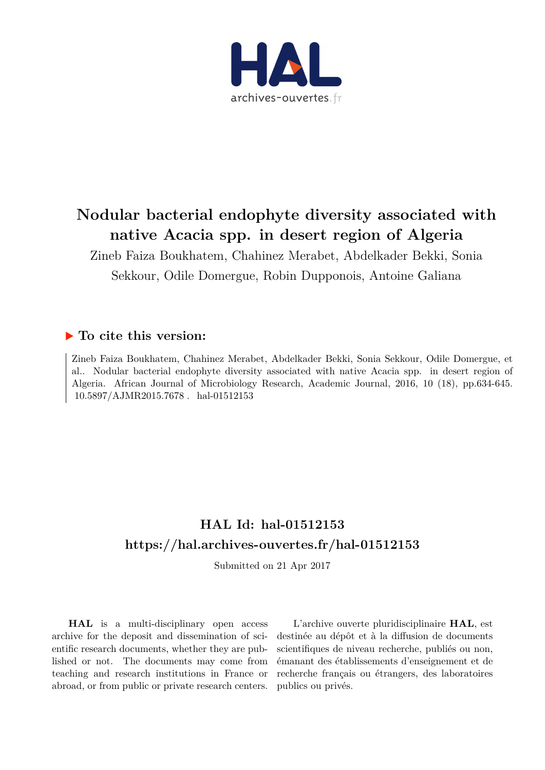# Nodular bacterial endophyte diversity associated with native Acacia spp. in desert region of Algeria

Zineb Faiza Boukhatem, Chahinez Merabet, Abdelkader Bekki, Sonia Sekkour, Odile Domergue, Robin Dupponois, Antoine Galiana

## ▶ To cite this version:

Zineb Faiza Boukhatem, Chahinez Merabet, Abdelkader Bekki, Sonia Sekkour, Odile Domergue, et al.. Nodular bacterial endophyte diversity associated with native Acacia spp. in desert region of Algeria. African Journal of Microbiology Research, Academic Journal, 2016, 10 (18), pp.634-645. 10.5897/AJMR2015.7678 . hal-01512153

## HAL Id: hal-01512153
## https://hal.archives-ouvertes.fr/hal-01512153

Submitted on 21 Apr 2017

**HAL** is a multi-disciplinary open access archive for the deposit and dissemination of scientific research documents, whether they are published or not. The documents may come from teaching and research institutions in France or abroad, or from public or private research centers.

L'archive ouverte pluridisciplinaire **HAL**, est destinée au dépôt et à la diffusion de documents scientifiques de niveau recherche, publiés ou non, émanant des établissements d'enseignement et de recherche français ou étrangers, des laboratoires publics ou privés.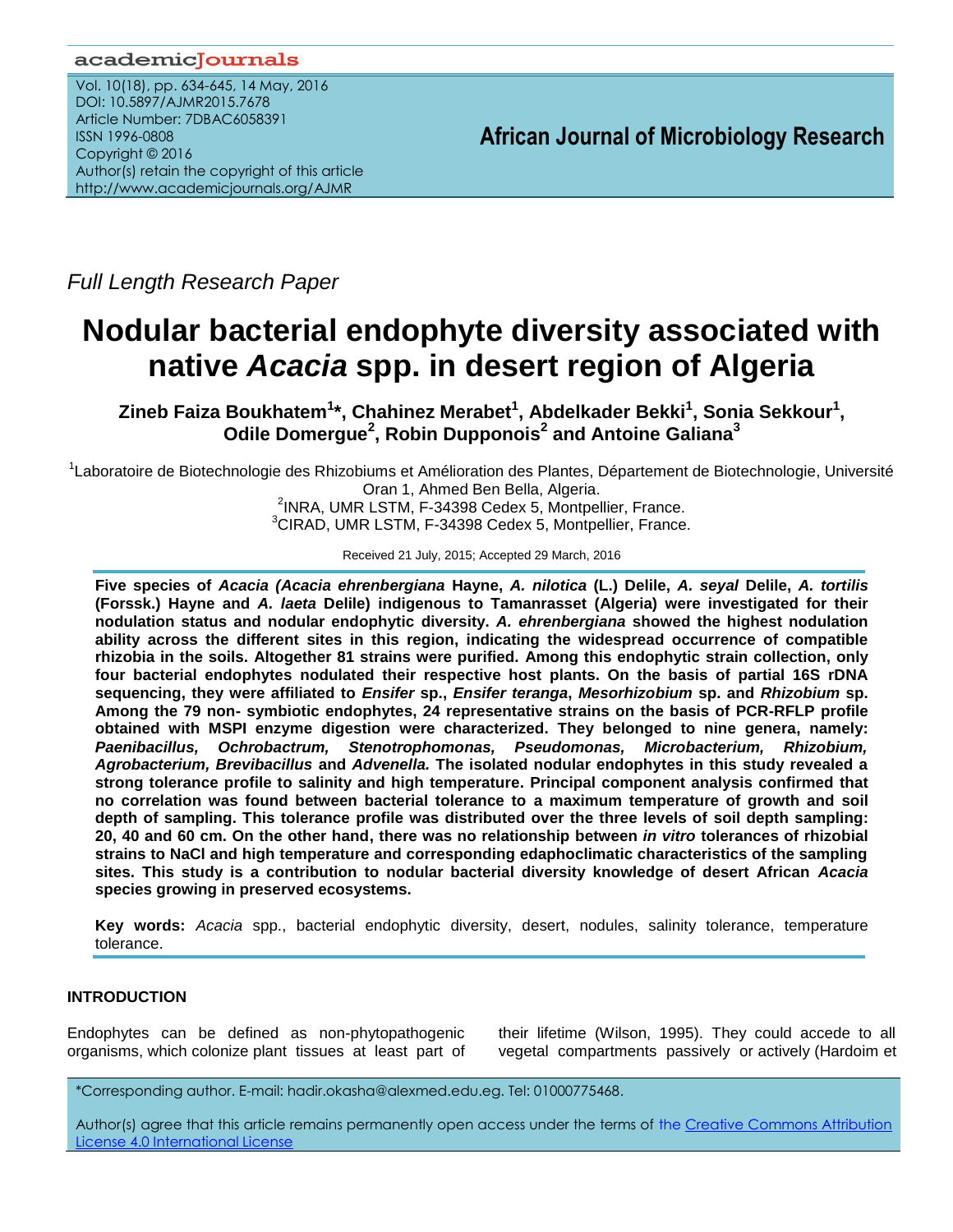*Full Length Research Paper*

# Nodular bacterial endophyte diversity associated with native *Acacia* spp. in desert region of Algeria

**Zineb Faiza Boukhatem[1]\*, Chahinez Merabet[1], Abdelkader Bekki[1], Sonia Sekkour[1], Odile Domergue[2], Robin Dupponois[2] and Antoine Galiana[3]**

[1]Laboratoire de Biotechnologie des Rhizobiums et Amélioration des Plantes, Département de Biotechnologie, Université Oran 1, Ahmed Ben Bella, Algeria.
[2]INRA, UMR LSTM, F-34398 Cedex 5, Montpellier, France.
[3]CIRAD, UMR LSTM, F-34398 Cedex 5, Montpellier, France.

Received 21 July, 2015; Accepted 29 March, 2016

**Five species of *Acacia* (*Acacia ehrenbergiana* Hayne, *A. nilotica* (L.) Delile, *A. seyal* Delile, *A. tortilis* (Forssk.) Hayne and *A. laeta* Delile) indigenous to Tamanrasset (Algeria) were investigated for their nodulation status and nodular endophytic diversity. *A. ehrenbergiana* showed the highest nodulation ability across the different sites in this region, indicating the widespread occurrence of compatible rhizobia in the soils. Altogether 81 strains were purified. Among this endophytic strain collection, only four bacterial endophytes nodulated their respective host plants. On the basis of partial 16S rDNA sequencing, they were affiliated to *Ensifer* sp., *Ensifer teranga*, *Mesorhizobium* sp. and *Rhizobium* sp. Among the 79 non- symbiotic endophytes, 24 representative strains on the basis of PCR-RFLP profile obtained with MSPI enzyme digestion were characterized. They belonged to nine genera, namely: *Paenibacillus, Ochrobactrum, Stenotrophomonas, Pseudomonas, Microbacterium, Rhizobium, Agrobacterium, Brevibacillus* and *Advenella.* The isolated nodular endophytes in this study revealed a strong tolerance profile to salinity and high temperature. Principal component analysis confirmed that no correlation was found between bacterial tolerance to a maximum temperature of growth and soil depth of sampling. This tolerance profile was distributed over the three levels of soil depth sampling: 20, 40 and 60 cm. On the other hand, there was no relationship between *in vitro* tolerances of rhizobial strains to NaCl and high temperature and corresponding edaphoclimatic characteristics of the sampling sites. This study is a contribution to nodular bacterial diversity knowledge of desert African *Acacia* species growing in preserved ecosystems.**

**Key words:** *Acacia* spp., bacterial endophytic diversity, desert, nodules, salinity tolerance, temperature tolerance.

## INTRODUCTION

Endophytes can be defined as non-phytopathogenic organisms, which colonize plant tissues at least part of their lifetime (Wilson, 1995). They could accede to all vegetal compartments passively or actively (Hardoim et

\*Corresponding author. E-mail: hadir.okasha@alexmed.edu.eg. Tel: 01000775468.

Author(s) agree that this article remains permanently open access under the terms of the Creative Commons Attribution License 4.0 International License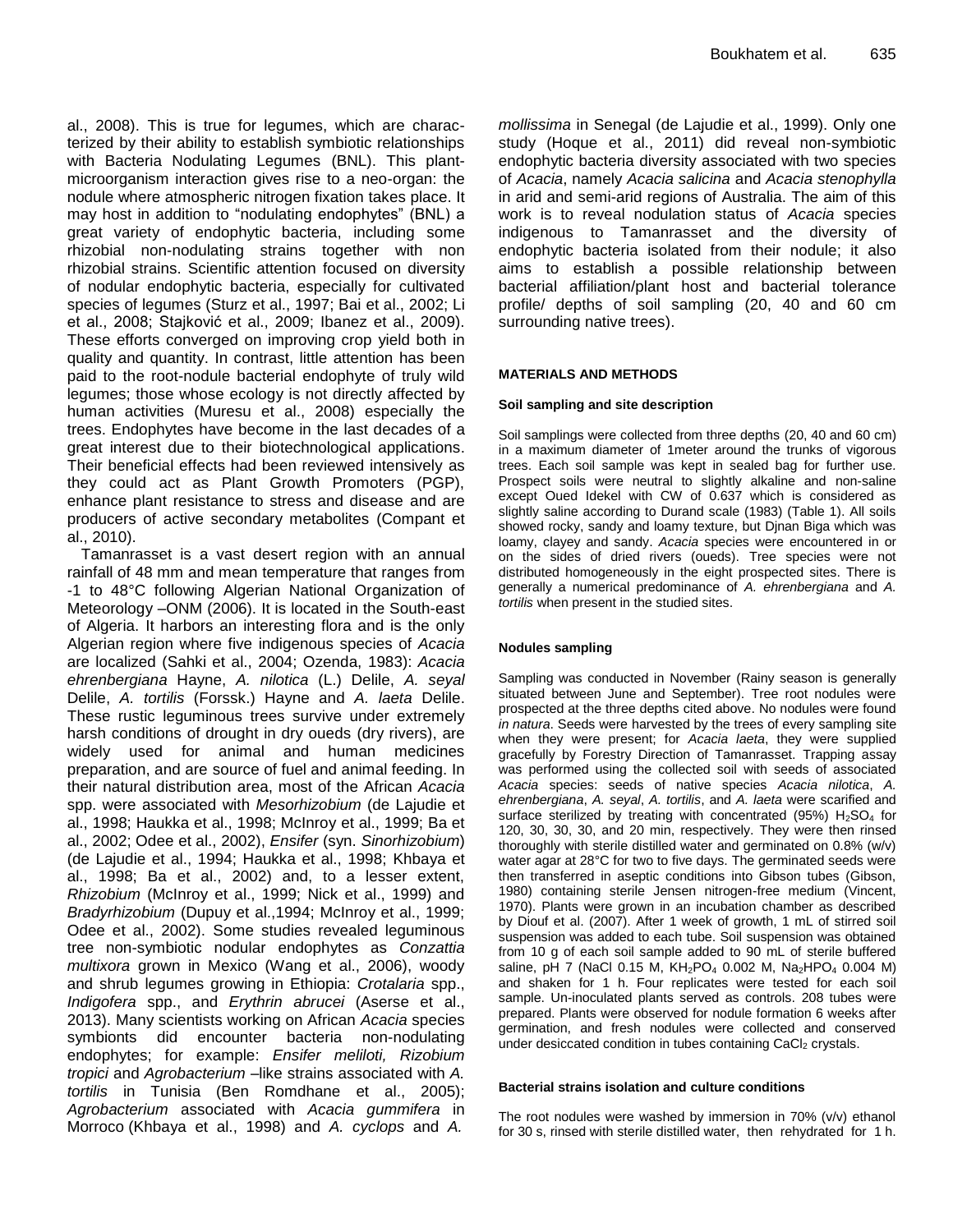al., 2008). This is true for legumes, which are characterized by their ability to establish symbiotic relationships with Bacteria Nodulating Legumes (BNL). This plant-microorganism interaction gives rise to a neo-organ: the nodule where atmospheric nitrogen fixation takes place. It may host in addition to "nodulating endophytes" (BNL) a great variety of endophytic bacteria, including some rhizobial non-nodulating strains together with non rhizobial strains. Scientific attention focused on diversity of nodular endophytic bacteria, especially for cultivated species of legumes (Sturz et al., 1997; Bai et al., 2002; Li et al., 2008; Stajković et al., 2009; Ibanez et al., 2009). These efforts converged on improving crop yield both in quality and quantity. In contrast, little attention has been paid to the root-nodule bacterial endophyte of truly wild legumes; those whose ecology is not directly affected by human activities (Muresu et al., 2008) especially the trees. Endophytes have become in the last decades of a great interest due to their biotechnological applications. Their beneficial effects had been reviewed intensively as they could act as Plant Growth Promoters (PGP), enhance plant resistance to stress and disease and are producers of active secondary metabolites (Compant et al., 2010).

Tamanrasset is a vast desert region with an annual rainfall of 48 mm and mean temperature that ranges from -1 to 48°C following Algerian National Organization of Meteorology –ONM (2006). It is located in the South-east of Algeria. It harbors an interesting flora and is the only Algerian region where five indigenous species of *Acacia* are localized (Sahki et al., 2004; Ozenda, 1983): *Acacia ehrenbergiana* Hayne, *A. nilotica* (L.) Delile, *A. seyal* Delile, *A. tortilis* (Forssk.) Hayne and *A. laeta* Delile. These rustic leguminous trees survive under extremely harsh conditions of drought in dry oueds (dry rivers), are widely used for animal and human medicines preparation, and are source of fuel and animal feeding. In their natural distribution area, most of the African *Acacia* spp. were associated with *Mesorhizobium* (de Lajudie et al., 1998; Haukka et al., 1998; McInroy et al., 1999; Ba et al., 2002; Odee et al., 2002), *Ensifer* (syn. *Sinorhizobium*) (de Lajudie et al., 1994; Haukka et al., 1998; Khbaya et al., 1998; Ba et al., 2002) and, to a lesser extent, *Rhizobium* (McInroy et al., 1999; Nick et al., 1999) and *Bradyrhizobium* (Dupuy et al.,1994; McInroy et al., 1999; Odee et al., 2002). Some studies revealed leguminous tree non-symbiotic nodular endophytes as *Conzattia multixora* grown in Mexico (Wang et al., 2006), woody and shrub legumes growing in Ethiopia: *Crotalaria* spp., *Indigofera* spp., and *Erythrin abrucei* (Aserse et al., 2013). Many scientists working on African *Acacia* species symbionts did encounter bacteria non-nodulating endophytes; for example: *Ensifer meliloti, Rizobium tropici* and *Agrobacterium* –like strains associated with *A. tortilis* in Tunisia (Ben Romdhane et al., 2005); *Agrobacterium* associated with *Acacia gummifera* in Morroco (Khbaya et al., 1998) and *A. cyclops* and *A. mollissima* in Senegal (de Lajudie et al., 1999). Only one study (Hoque et al., 2011) did reveal non-symbiotic endophytic bacteria diversity associated with two species of *Acacia*, namely *Acacia salicina* and *Acacia stenophylla* in arid and semi-arid regions of Australia. The aim of this work is to reveal nodulation status of *Acacia* species indigenous to Tamanrasset and the diversity of endophytic bacteria isolated from their nodule; it also aims to establish a possible relationship between bacterial affiliation/plant host and bacterial tolerance profile/ depths of soil sampling (20, 40 and 60 cm surrounding native trees).

## MATERIALS AND METHODS

### Soil sampling and site description

Soil samplings were collected from three depths (20, 40 and 60 cm) in a maximum diameter of 1meter around the trunks of vigorous trees. Each soil sample was kept in sealed bag for further use. Prospect soils were neutral to slightly alkaline and non-saline except Oued Idekel with CW of 0.637 which is considered as slightly saline according to Durand scale (1983) (Table 1). All soils showed rocky, sandy and loamy texture, but Djnan Biga which was loamy, clayey and sandy. *Acacia* species were encountered in or on the sides of dried rivers (oueds). Tree species were not distributed homogeneously in the eight prospected sites. There is generally a numerical predominance of *A. ehrenbergiana* and *A. tortilis* when present in the studied sites.

### Nodules sampling

Sampling was conducted in November (Rainy season is generally situated between June and September). Tree root nodules were prospected at the three depths cited above. No nodules were found *in natura*. Seeds were harvested by the trees of every sampling site when they were present; for *Acacia laeta*, they were supplied gracefully by Forestry Direction of Tamanrasset. Trapping assay was performed using the collected soil with seeds of associated *Acacia* species: seeds of native species *Acacia nilotica*, *A. ehrenbergiana*, *A. seyal*, *A. tortilis*, and *A. laeta* were scarified and surface sterilized by treating with concentrated (95%) $H_2SO_4$ for 120, 30, 30, 30, and 20 min, respectively. They were then rinsed thoroughly with sterile distilled water and germinated on 0.8% (w/v) water agar at 28°C for two to five days. The germinated seeds were then transferred in aseptic conditions into Gibson tubes (Gibson, 1980) containing sterile Jensen nitrogen-free medium (Vincent, 1970). Plants were grown in an incubation chamber as described by Diouf et al. (2007). After 1 week of growth, 1 mL of stirred soil suspension was added to each tube. Soil suspension was obtained from 10 g of each soil sample added to 90 mL of sterile buffered saline, pH 7 (NaCl 0.15 M, $KH_2PO_4$ 0.002 M, $Na_2HPO_4$ 0.004 M) and shaken for 1 h. Four replicates were tested for each soil sample. Un-inoculated plants served as controls. 208 tubes were prepared. Plants were observed for nodule formation 6 weeks after germination, and fresh nodules were collected and conserved under desiccated condition in tubes containing $CaCl_2$ crystals.

### Bacterial strains isolation and culture conditions

The root nodules were washed by immersion in 70% (v/v) ethanol for 30 s, rinsed with sterile distilled water, then rehydrated for 1 h.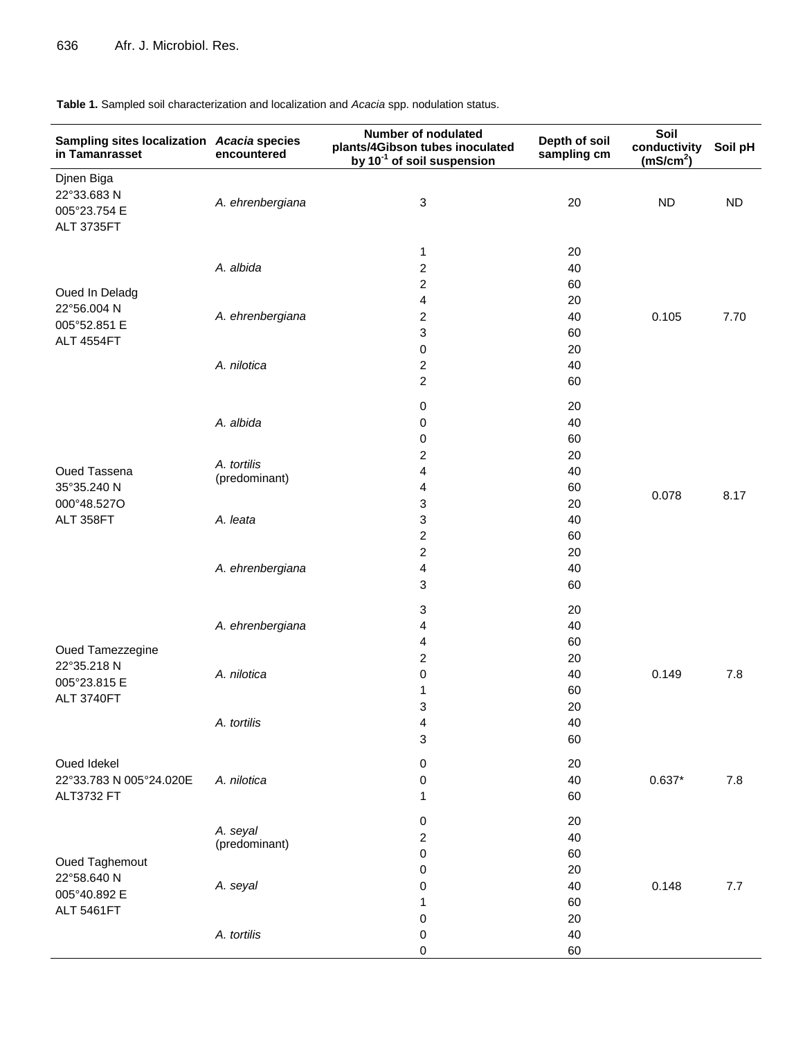**Table 1.** Sampled soil characterization and localization and *Acacia* spp. nodulation status.

| Sampling sites localization in Tamanrasset | *Acacia* species encountered | Number of nodulated plants/4Gibson tubes inoculated by $10^{-1}$ of soil suspension | Depth of soil sampling cm | Soil conductivity ($mS/cm^2$) | Soil pH |
|---|---|---|---|---|---|
| Djnen Biga 22°33.683 N 005°23.754 E ALT 3735FT | *A. ehrenbergiana* | 3 | 20 | ND | ND |
| Oued In Deladg 22°56.004 N 005°52.851 E ALT 4554FT | *A. albida* | 1 | 20 | 0.105 | 7.70 |
| | | 2 | 40 | | |
| | | 2 | 60 | | |
| | *A. ehrenbergiana* | 4 | 20 | | |
| | | 2 | 40 | | |
| | | 3 | 60 | | |
| | *A. nilotica* | 0 | 20 | | |
| | | 2 | 40 | | |
| | | 2 | 60 | | |
| Oued Tassena 35°35.240 N 000°48.527O ALT 358FT | *A. albida* | 0 | 20 | 0.078 | 8.17 |
| | | 0 | 40 | | |
| | | 0 | 60 | | |
| | *A. tortilis* (predominant) | 2 | 20 | | |
| | | 4 | 40 | | |
| | | 4 | 60 | | |
| | *A. leata* | 3 | 20 | | |
| | | 3 | 40 | | |
| | | 2 | 60 | | |
| | *A. ehrenbergiana* | 2 | 20 | | |
| | | 4 | 40 | | |
| | | 3 | 60 | | |
| Oued Tamezzegine 22°35.218 N 005°23.815 E ALT 3740FT | *A. ehrenbergiana* | 3 | 20 | 0.149 | 7.8 |
| | | 4 | 40 | | |
| | | 4 | 60 | | |
| | *A. nilotica* | 2 | 20 | | |
| | | 0 | 40 | | |
| | | 1 | 60 | | |
| | *A. tortilis* | 3 | 20 | | |
| | | 4 | 40 | | |
| | | 3 | 60 | | |
| Oued Idekel 22°33.783 N 005°24.020E ALT3732 FT | *A. nilotica* | 0 | 20 | 0.637* | 7.8 |
| | | 0 | 40 | | |
| | | 1 | 60 | | |
| Oued Taghemout 22°58.640 N 005°40.892 E ALT 5461FT | *A. seyal* (predominant) | 0 | 20 | 0.148 | 7.7 |
| | | 2 | 40 | | |
| | | 0 | 60 | | |
| | *A. seyal* | 0 | 20 | | |
| | | 0 | 40 | | |
| | | 1 | 60 | | |
| | *A. tortilis* | 0 | 20 | | |
| | | 0 | 40 | | |
| | | 0 | 60 | | |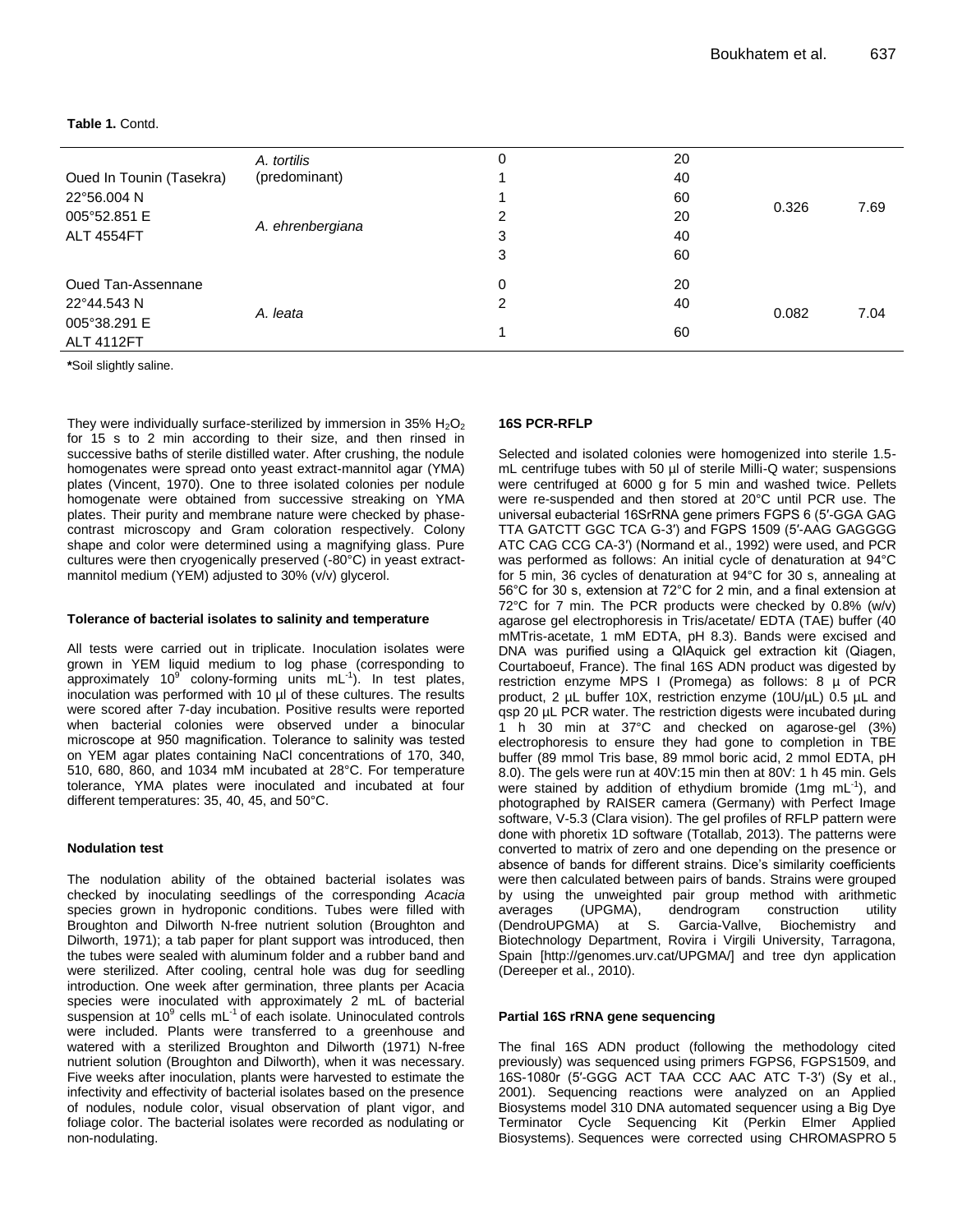**Table 1.** Contd.

| | | | | | |
|---|---|---|---|---|---|
| Oued In Tounin (Tasekra) 22°56.004 N 005°52.851 E ALT 4554FT | *A. tortilis* (predominant) | 0 | 20 | 0.326 | 7.69 |
| | | 1 | 40 | | |
| | | 1 | 60 | | |
| | *A. ehrenbergiana* | 2 | 20 | | |
| | | 3 | 40 | | |
| | | 3 | 60 | | |
| Oued Tan-Assennane 22°44.543 N 005°38.291 E ALT 4112FT | *A. leata* | 0 | 20 | 0.082 | 7.04 |
| | | 2 | 40 | | |
| | | 1 | 60 | | |

**\***Soil slightly saline.

They were individually surface-sterilized by immersion in 35% $H_2O_2$ for 15 s to 2 min according to their size, and then rinsed in successive baths of sterile distilled water. After crushing, the nodule homogenates were spread onto yeast extract-mannitol agar (YMA) plates (Vincent, 1970). One to three isolated colonies per nodule homogenate were obtained from successive streaking on YMA plates. Their purity and membrane nature were checked by phase-contrast microscopy and Gram coloration respectively. Colony shape and color were determined using a magnifying glass. Pure cultures were then cryogenically preserved (-80°C) in yeast extract-mannitol medium (YEM) adjusted to 30% (v/v) glycerol.

#### Tolerance of bacterial isolates to salinity and temperature

All tests were carried out in triplicate. Inoculation isolates were grown in YEM liquid medium to log phase (corresponding to approximately $10^9$ colony-forming units $mL^{-1}$). In test plates, inoculation was performed with 10 µl of these cultures. The results were scored after 7-day incubation. Positive results were reported when bacterial colonies were observed under a binocular microscope at 950 magnification. Tolerance to salinity was tested on YEM agar plates containing NaCl concentrations of 170, 340, 510, 680, 860, and 1034 mM incubated at 28°C. For temperature tolerance, YMA plates were inoculated and incubated at four different temperatures: 35, 40, 45, and 50°C.

#### Nodulation test

The nodulation ability of the obtained bacterial isolates was checked by inoculating seedlings of the corresponding *Acacia* species grown in hydroponic conditions. Tubes were filled with Broughton and Dilworth N-free nutrient solution (Broughton and Dilworth, 1971); a tab paper for plant support was introduced, then the tubes were sealed with aluminum folder and a rubber band and were sterilized. After cooling, central hole was dug for seedling introduction. One week after germination, three plants per Acacia species were inoculated with approximately 2 mL of bacterial suspension at $10^9$ cells $mL^{-1}$ of each isolate. Uninoculated controls were included. Plants were transferred to a greenhouse and watered with a sterilized Broughton and Dilworth (1971) N-free nutrient solution (Broughton and Dilworth), when it was necessary. Five weeks after inoculation, plants were harvested to estimate the infectivity and effectivity of bacterial isolates based on the presence of nodules, nodule color, visual observation of plant vigor, and foliage color. The bacterial isolates were recorded as nodulating or non-nodulating.

#### 16S PCR-RFLP

Selected and isolated colonies were homogenized into sterile 1.5-mL centrifuge tubes with 50 µl of sterile Milli-Q water; suspensions were centrifuged at 6000 g for 5 min and washed twice. Pellets were re-suspended and then stored at 20°C until PCR use. The universal eubacterial 16SrRNA gene primers FGPS 6 (5′-GGA GAG TTA GATCTT GGC TCA G-3′) and FGPS 1509 (5′-AAG GAGGGG ATC CAG CCG CA-3′) (Normand et al., 1992) were used, and PCR was performed as follows: An initial cycle of denaturation at 94°C for 5 min, 36 cycles of denaturation at 94°C for 30 s, annealing at 56°C for 30 s, extension at 72°C for 2 min, and a final extension at 72°C for 7 min. The PCR products were checked by 0.8% (w/v) agarose gel electrophoresis in Tris/acetate/ EDTA (TAE) buffer (40 mMTris-acetate, 1 mM EDTA, pH 8.3). Bands were excised and DNA was purified using a QIAquick gel extraction kit (Qiagen, Courtaboeuf, France). The final 16S ADN product was digested by restriction enzyme MPS I (Promega) as follows: 8 µ of PCR product, 2 µL buffer 10X, restriction enzyme (10U/µL) 0.5 µL and qsp 20 µL PCR water. The restriction digests were incubated during 1 h 30 min at 37°C and checked on agarose-gel (3%) electrophoresis to ensure they had gone to completion in TBE buffer (89 mmol Tris base, 89 mmol boric acid, 2 mmol EDTA, pH 8.0). The gels were run at 40V:15 min then at 80V: 1 h 45 min. Gels were stained by addition of ethydium bromide (1mg $mL^{-1}$), and photographed by RAISER camera (Germany) with Perfect Image software, V-5.3 (Clara vision). The gel profiles of RFLP pattern were done with phoretix 1D software (Totallab, 2013). The patterns were converted to matrix of zero and one depending on the presence or absence of bands for different strains. Dice's similarity coefficients were then calculated between pairs of bands. Strains were grouped by using the unweighted pair group method with arithmetic averages (UPGMA), dendrogram construction utility (DendroUPGMA) at S. Garcia-Vallve, Biochemistry and Biotechnology Department, Rovira i Virgili University, Tarragona, Spain [http://genomes.urv.cat/UPGMA/] and tree dyn application (Dereeper et al., 2010).

#### Partial 16S rRNA gene sequencing

The final 16S ADN product (following the methodology cited previously) was sequenced using primers FGPS6, FGPS1509, and 16S-1080r (5′-GGG ACT TAA CCC AAC ATC T-3′) (Sy et al., 2001). Sequencing reactions were analyzed on an Applied Biosystems model 310 DNA automated sequencer using a Big Dye Terminator Cycle Sequencing Kit (Perkin Elmer Applied Biosystems). Sequences were corrected using CHROMASPRO 5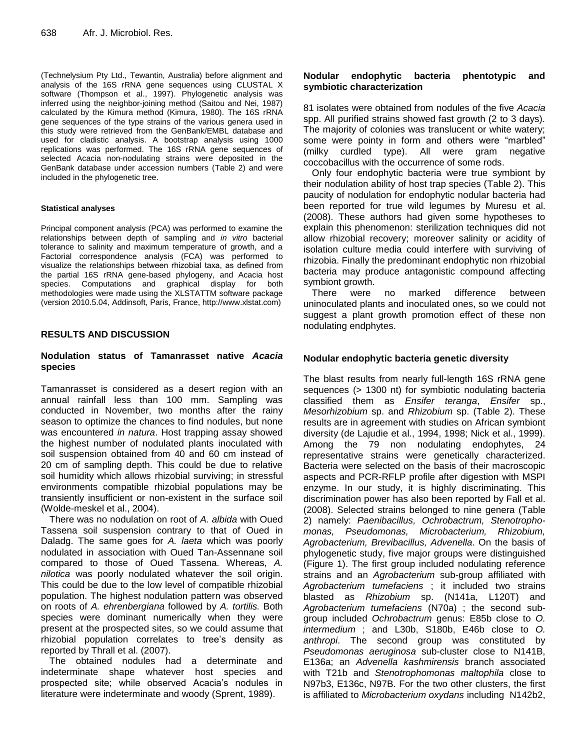(Technelysium Pty Ltd., Tewantin, Australia) before alignment and analysis of the 16S rRNA gene sequences using CLUSTAL X software (Thompson et al., 1997). Phylogenetic analysis was inferred using the neighbor-joining method (Saitou and Nei, 1987) calculated by the Kimura method (Kimura, 1980). The 16S rRNA gene sequences of the type strains of the various genera used in this study were retrieved from the GenBank/EMBL database and used for cladistic analysis. A bootstrap analysis using 1000 replications was performed. The 16S rRNA gene sequences of selected Acacia non-nodulating strains were deposited in the GenBank database under accession numbers (Table 2) and were included in the phylogenetic tree.

#### Statistical analyses

Principal component analysis (PCA) was performed to examine the relationships between depth of sampling and *in vitro* bacterial tolerance to salinity and maximum temperature of growth, and a Factorial correspondence analysis (FCA) was performed to visualize the relationships between rhizobial taxa, as defined from the partial 16S rRNA gene-based phylogeny, and Acacia host species. Computations and graphical display for both methodologies were made using the XLSTATTM software package (version 2010.5.04, Addinsoft, Paris, France, http://www.xlstat.com)

## RESULTS AND DISCUSSION

### Nodulation status of Tamanrasset native *Acacia* species

Tamanrasset is considered as a desert region with an annual rainfall less than 100 mm. Sampling was conducted in November, two months after the rainy season to optimize the chances to find nodules, but none was encountered *in natura*. Host trapping assay showed the highest number of nodulated plants inoculated with soil suspension obtained from 40 and 60 cm instead of 20 cm of sampling depth. This could be due to relative soil humidity which allows rhizobial surviving; in stressful environments compatible rhizobial populations may be transiently insufficient or non-existent in the surface soil (Wolde-meskel et al., 2004).

There was no nodulation on root of *A. albida* with Oued Tassena soil suspension contrary to that of Oued in Daladg. The same goes for *A. laeta* which was poorly nodulated in association with Oued Tan-Assennane soil compared to those of Oued Tassena. Whereas, *A. nilotica* was poorly nodulated whatever the soil origin. This could be due to the low level of compatible rhizobial population. The highest nodulation pattern was observed on roots of *A. ehrenbergiana* followed by *A. tortilis.* Both species were dominant numerically when they were present at the prospected sites, so we could assume that rhizobial population correlates to tree's density as reported by Thrall et al. (2007).

The obtained nodules had a determinate and indeterminate shape whatever host species and prospected site; while observed Acacia's nodules in literature were indeterminate and woody (Sprent, 1989).

### Nodular endophytic bacteria phentotypic and symbiotic characterization

81 isolates were obtained from nodules of the five *Acacia* spp. All purified strains showed fast growth (2 to 3 days). The majority of colonies was translucent or white watery; some were pointy in form and others were "marbled" (milky curdled type). All were gram negative coccobacillus with the occurrence of some rods.

Only four endophytic bacteria were true symbiont by their nodulation ability of host trap species (Table 2). This paucity of nodulation for endophytic nodular bacteria had been reported for true wild legumes by Muresu et al. (2008). These authors had given some hypotheses to explain this phenomenon: sterilization techniques did not allow rhizobial recovery; moreover salinity or acidity of isolation culture media could interfere with surviving of rhizobia. Finally the predominant endophytic non rhizobial bacteria may produce antagonistic compound affecting symbiont growth.

There were no marked difference between uninoculated plants and inoculated ones, so we could not suggest a plant growth promotion effect of these non nodulating endphytes.

### Nodular endophytic bacteria genetic diversity

The blast results from nearly full-length 16S rRNA gene sequences (> 1300 nt) for symbiotic nodulating bacteria classified them as *Ensifer teranga*, *Ensifer* sp., *Mesorhizobium* sp. and *Rhizobium* sp. (Table 2). These results are in agreement with studies on African symbiont diversity (de Lajudie et al., 1994, 1998; Nick et al., 1999). Among the 79 non nodulating endophytes, 24 representative strains were genetically characterized. Bacteria were selected on the basis of their macroscopic aspects and PCR-RFLP profile after digestion with MSPI enzyme. In our study, it is highly discriminating. This discrimination power has also been reported by Fall et al. (2008). Selected strains belonged to nine genera (Table 2) namely: *Paenibacillus, Ochrobactrum, Stenotrophomonas, Pseudomonas, Microbacterium, Rhizobium, Agrobacterium, Brevibacillus, Advenella*. On the basis of phylogenetic study, five major groups were distinguished (Figure 1). The first group included nodulating reference strains and an *Agrobacterium* sub-group affiliated with *Agrobacterium tumefaciens* ; it included two strains blasted as *Rhizobium* sp. (N141a, L120T) and *Agrobacterium tumefaciens* (N70a) ; the second sub-group included *Ochrobactrum* genus: E85b close to *O. intermedium* ; and L30b, S180b, E46b close to *O. anthropi*. The second group was constituted by *Pseudomonas aeruginosa* sub-cluster close to N141B, E136a; an *Advenella kashmirensis* branch associated with T21b and *Stenotrophomonas maltophila* close to N97b3, E136c, N97B. For the two other clusters, the first is affiliated to *Microbacterium oxydans* including N142b2,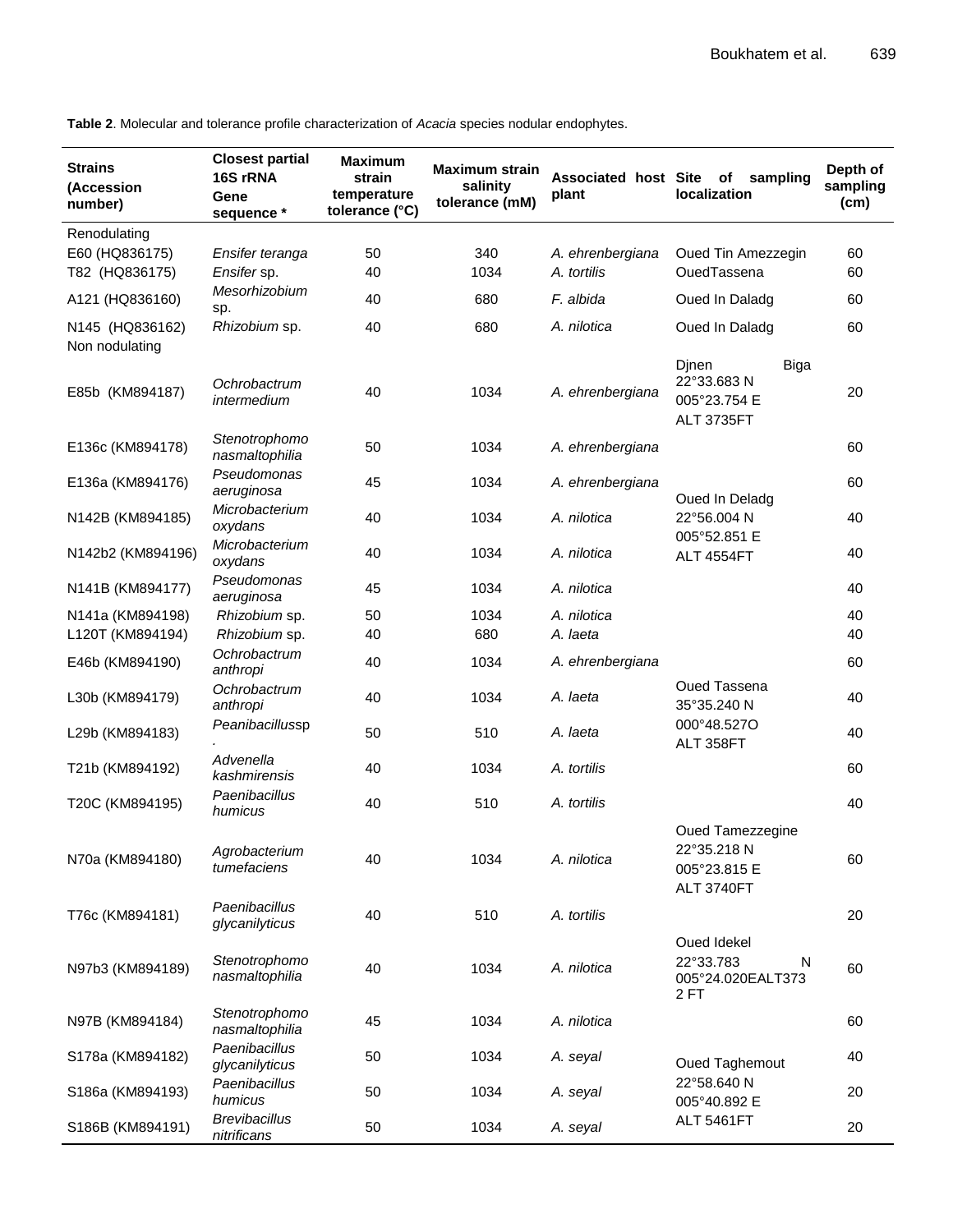**Table 2**. Molecular and tolerance profile characterization of *Acacia* species nodular endophytes.

| Strains (Accession number) | Closest partial 16S rRNA Gene sequence * | Maximum strain temperature tolerance (°C) | Maximum strain salinity tolerance (mM) | Associated host plant | Site of sampling localization | Depth of sampling (cm) |
|---|---|---|---|---|---|---|
| Renodulating | | | | | | |
| E60 (HQ836175) | *Ensifer teranga* | 50 | 340 | *A. ehrenbergiana* | Oued Tin Amezzegin | 60 |
| T82 (HQ836175) | *Ensifer* sp. | 40 | 1034 | *A. tortilis* | OuedTassena | 60 |
| A121 (HQ836160) | *Mesorhizobium* sp. | 40 | 680 | *F. albida* | Oued In Daladg | 60 |
| N145 (HQ836162) | *Rhizobium* sp. | 40 | 680 | *A. nilotica* | Oued In Daladg | 60 |
| Non nodulating | | | | | | |
| E85b (KM894187) | *Ochrobactrum intermedium* | 40 | 1034 | *A. ehrenbergiana* | Djnen Biga 22°33.683 N 005°23.754 E ALT 3735FT | 20 |
| E136c (KM894178) | *Stenotrophomonasmaltophilia* | 50 | 1034 | *A. ehrenbergiana* | Oued In Deladg 22°56.004 N 005°52.851 E ALT 4554FT | 60 |
| E136a (KM894176) | *Pseudomonas aeruginosa* | 45 | 1034 | *A. ehrenbergiana* | | 60 |
| N142B (KM894185) | *Microbacterium oxydans* | 40 | 1034 | *A. nilotica* | | 40 |
| N142b2 (KM894196) | *Microbacterium oxydans* | 40 | 1034 | *A. nilotica* | | 40 |
| N141B (KM894177) | *Pseudomonas aeruginosa* | 45 | 1034 | *A. nilotica* | | 40 |
| N141a (KM894198) | *Rhizobium* sp. | 50 | 1034 | *A. nilotica* | | 40 |
| L120T (KM894194) | *Rhizobium* sp. | 40 | 680 | *A. laeta* | | 40 |
| E46b (KM894190) | *Ochrobactrum anthropi* | 40 | 1034 | *A. ehrenbergiana* | Oued Tassena 35°35.240 N 000°48.527O ALT 358FT | 60 |
| L30b (KM894179) | *Ochrobactrum anthropi* | 40 | 1034 | *A. laeta* | | 40 |
| L29b (KM894183) | *Peanibacillus*sp. | 50 | 510 | *A. laeta* | | 40 |
| T21b (KM894192) | *Advenella kashmirensis* | 40 | 1034 | *A. tortilis* | | 60 |
| T20C (KM894195) | *Paenibacillus humicus* | 40 | 510 | *A. tortilis* | | 40 |
| N70a (KM894180) | *Agrobacterium tumefaciens* | 40 | 1034 | *A. nilotica* | Oued Tamezzegine 22°35.218 N 005°23.815 E ALT 3740FT | 60 |
| T76c (KM894181) | *Paenibacillus glycanilyticus* | 40 | 510 | *A. tortilis* | | 20 |
| N97b3 (KM894189) | *Stenotrophomonasmaltophilia* | 40 | 1034 | *A. nilotica* | Oued Idekel 22°33.783 N 005°24.020EALT3732 FT | 60 |
| N97B (KM894184) | *Stenotrophomonasmaltophilia* | 45 | 1034 | *A. nilotica* | | 60 |
| S178a (KM894182) | *Paenibacillus glycanilyticus* | 50 | 1034 | *A. seyal* | Oued Taghemout 22°58.640 N 005°40.892 E ALT 5461FT | 40 |
| S186a (KM894193) | *Paenibacillus humicus* | 50 | 1034 | *A. seyal* | | 20 |
| S186B (KM894191) | *Brevibacillus nitrificans* | 50 | 1034 | *A. seyal* | | 20 |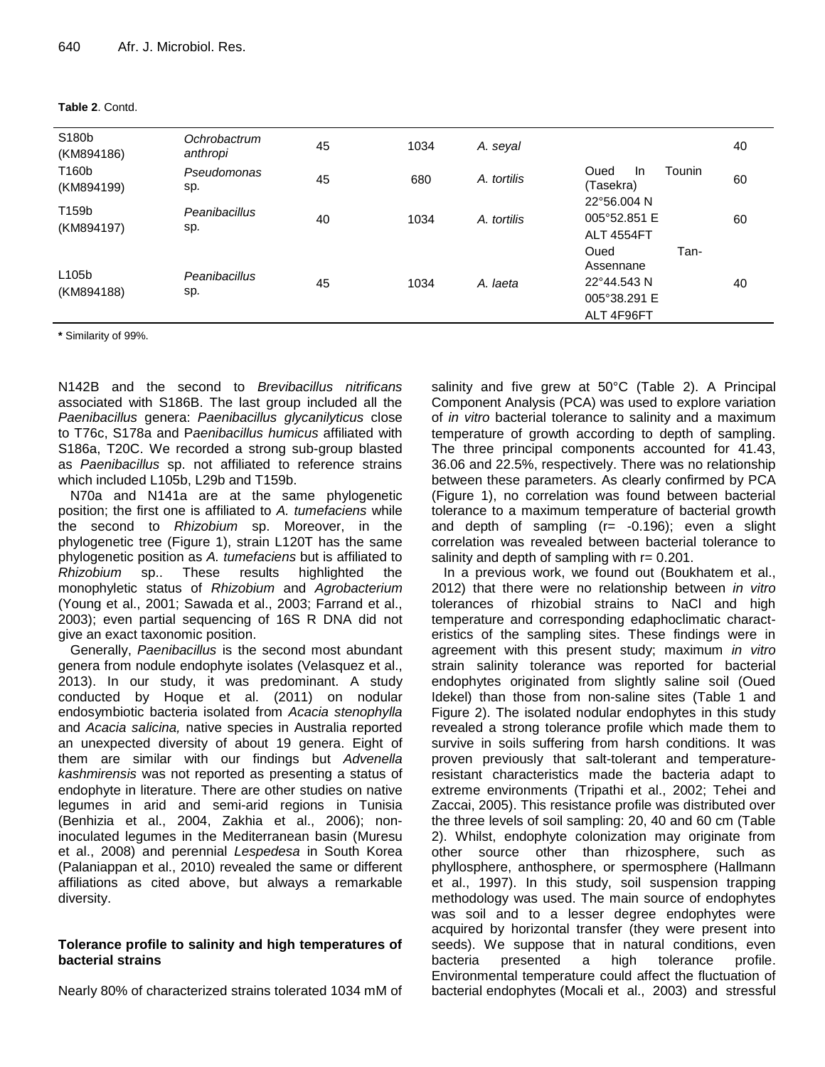**Table 2**. Contd.

| | | | | | | |
|---|---|---|---|---|---|---|
| S180b (KM894186) | *Ochrobactrum anthropi* | 45 | 1034 | *A. seyal* | | 40 |
| T160b (KM894199) | *Pseudomonas* sp. | 45 | 680 | *A. tortilis* | Oued In Tounin (Tasekra) | 60 |
| T159b (KM894197) | *Peanibacillus* sp. | 40 | 1034 | *A. tortilis* | 22°56.004 N 005°52.851 E ALT 4554FT | 60 |
| L105b (KM894188) | *Peanibacillus* sp. | 45 | 1034 | *A. laeta* | Oued Tan-Assennane 22°44.543 N 005°38.291 E ALT 4F96FT | 40 |

**\*** Similarity of 99%.

N142B and the second to *Brevibacillus nitrificans* associated with S186B. The last group included all the *Paenibacillus* genera: *Paenibacillus glycanilyticus* close to T76c, S178a and P*aenibacillus humicus* affiliated with S186a, T20C. We recorded a strong sub-group blasted as *Paenibacillus* sp. not affiliated to reference strains which included L105b, L29b and T159b.

N70a and N141a are at the same phylogenetic position; the first one is affiliated to *A. tumefaciens* while the second to *Rhizobium* sp. Moreover, in the phylogenetic tree (Figure 1), strain L120T has the same phylogenetic position as *A. tumefaciens* but is affiliated to *Rhizobium* sp.. These results highlighted the monophyletic status of *Rhizobium* and *Agrobacterium* (Young et al., 2001; Sawada et al., 2003; Farrand et al., 2003); even partial sequencing of 16S R DNA did not give an exact taxonomic position.

Generally, *Paenibacillus* is the second most abundant genera from nodule endophyte isolates (Velasquez et al., 2013). In our study, it was predominant. A study conducted by Hoque et al. (2011) on nodular endosymbiotic bacteria isolated from *Acacia stenophylla* and *Acacia salicina,* native species in Australia reported an unexpected diversity of about 19 genera. Eight of them are similar with our findings but *Advenella kashmirensis* was not reported as presenting a status of endophyte in literature. There are other studies on native legumes in arid and semi-arid regions in Tunisia (Benhizia et al., 2004, Zakhia et al., 2006); non-inoculated legumes in the Mediterranean basin (Muresu et al., 2008) and perennial *Lespedesa* in South Korea (Palaniappan et al., 2010) revealed the same or different affiliations as cited above, but always a remarkable diversity.

### Tolerance profile to salinity and high temperatures of bacterial strains

Nearly 80% of characterized strains tolerated 1034 mM of salinity and five grew at 50°C (Table 2). A Principal Component Analysis (PCA) was used to explore variation of *in vitro* bacterial tolerance to salinity and a maximum temperature of growth according to depth of sampling. The three principal components accounted for 41.43, 36.06 and 22.5%, respectively. There was no relationship between these parameters. As clearly confirmed by PCA (Figure 1), no correlation was found between bacterial tolerance to a maximum temperature of bacterial growth and depth of sampling ($r= -0.196$); even a slight correlation was revealed between bacterial tolerance to salinity and depth of sampling with $r= 0.201$.

In a previous work, we found out (Boukhatem et al., 2012) that there were no relationship between *in vitro* tolerances of rhizobial strains to NaCl and high temperature and corresponding edaphoclimatic characteristics of the sampling sites. These findings were in agreement with this present study; maximum *in vitro* strain salinity tolerance was reported for bacterial endophytes originated from slightly saline soil (Oued Idekel) than those from non-saline sites (Table 1 and Figure 2). The isolated nodular endophytes in this study revealed a strong tolerance profile which made them to survive in soils suffering from harsh conditions. It was proven previously that salt-tolerant and temperature-resistant characteristics made the bacteria adapt to extreme environments (Tripathi et al., 2002; Tehei and Zaccai, 2005). This resistance profile was distributed over the three levels of soil sampling: 20, 40 and 60 cm (Table 2). Whilst, endophyte colonization may originate from other source other than rhizosphere, such as phyllosphere, anthosphere, or spermosphere (Hallmann et al., 1997). In this study, soil suspension trapping methodology was used. The main source of endophytes was soil and to a lesser degree endophytes were acquired by horizontal transfer (they were present into seeds). We suppose that in natural conditions, even bacteria presented a high tolerance profile. Environmental temperature could affect the fluctuation of bacterial endophytes (Mocali et al., 2003) and stressful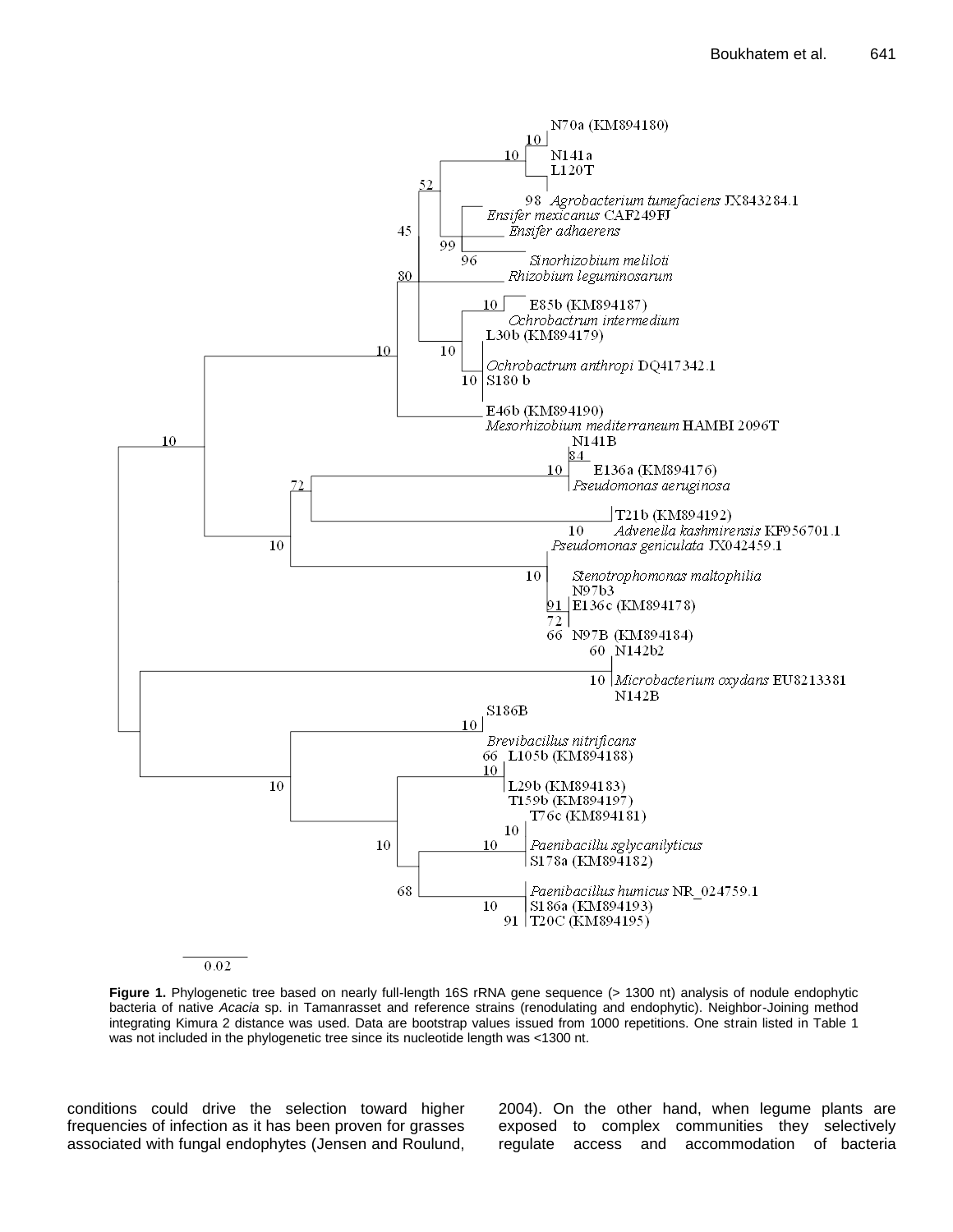**Figure 1.** Phylogenetic tree based on nearly full-length 16S rRNA gene sequence (> 1300 nt) analysis of nodule endophytic bacteria of native *Acacia* sp. in Tamanrasset and reference strains (renodulating and endophytic). Neighbor-Joining method integrating Kimura 2 distance was used. Data are bootstrap values issued from 1000 repetitions. One strain listed in Table 1 was not included in the phylogenetic tree since its nucleotide length was <1300 nt.

conditions could drive the selection toward higher frequencies of infection as it has been proven for grasses associated with fungal endophytes (Jensen and Roulund, 2004). On the other hand, when legume plants are exposed to complex communities they selectively regulate access and accommodation of bacteria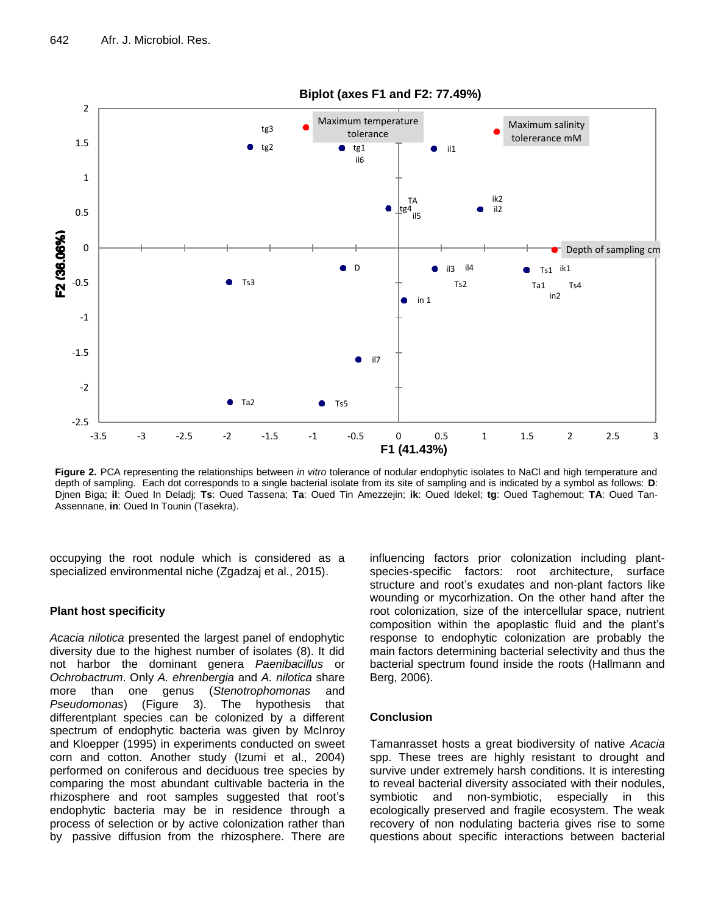**Figure 2.** PCA representing the relationships between *in vitro* tolerance of nodular endophytic isolates to NaCl and high temperature and depth of sampling. Each dot corresponds to a single bacterial isolate from its site of sampling and is indicated by a symbol as follows: **D**: Djnen Biga; **il**: Oued In Deladj; **Ts**: Oued Tassena; **Ta**: Oued Tin Amezzejin; **ik**: Oued Idekel; **tg**: Oued Taghemout; **TA**: Oued Tan-Assennane, **in**: Oued In Tounin (Tasekra).

occupying the root nodule which is considered as a specialized environmental niche (Zgadzaj et al., 2015).

### Plant host specificity

*Acacia nilotica* presented the largest panel of endophytic diversity due to the highest number of isolates (8). It did not harbor the dominant genera *Paenibacillus* or *Ochrobactrum*. Only *A. ehrenbergia* and *A. nilotica* share more than one genus (*Stenotrophomonas* and *Pseudomonas*) (Figure 3). The hypothesis that differentplant species can be colonized by a different spectrum of endophytic bacteria was given by McInroy and Kloepper (1995) in experiments conducted on sweet corn and cotton. Another study (Izumi et al., 2004) performed on coniferous and deciduous tree species by comparing the most abundant cultivable bacteria in the rhizosphere and root samples suggested that root's endophytic bacteria may be in residence through a process of selection or by active colonization rather than by passive diffusion from the rhizosphere. There are influencing factors prior colonization including plant-species-specific factors: root architecture, surface structure and root's exudates and non-plant factors like wounding or mycorhization. On the other hand after the root colonization, size of the intercellular space, nutrient composition within the apoplastic fluid and the plant's response to endophytic colonization are probably the main factors determining bacterial selectivity and thus the bacterial spectrum found inside the roots (Hallmann and Berg, 2006).

### Conclusion

Tamanrasset hosts a great biodiversity of native *Acacia* spp. These trees are highly resistant to drought and survive under extremely harsh conditions. It is interesting to reveal bacterial diversity associated with their nodules, symbiotic and non-symbiotic, especially in this ecologically preserved and fragile ecosystem. The weak recovery of non nodulating bacteria gives rise to some questions about specific interactions between bacterial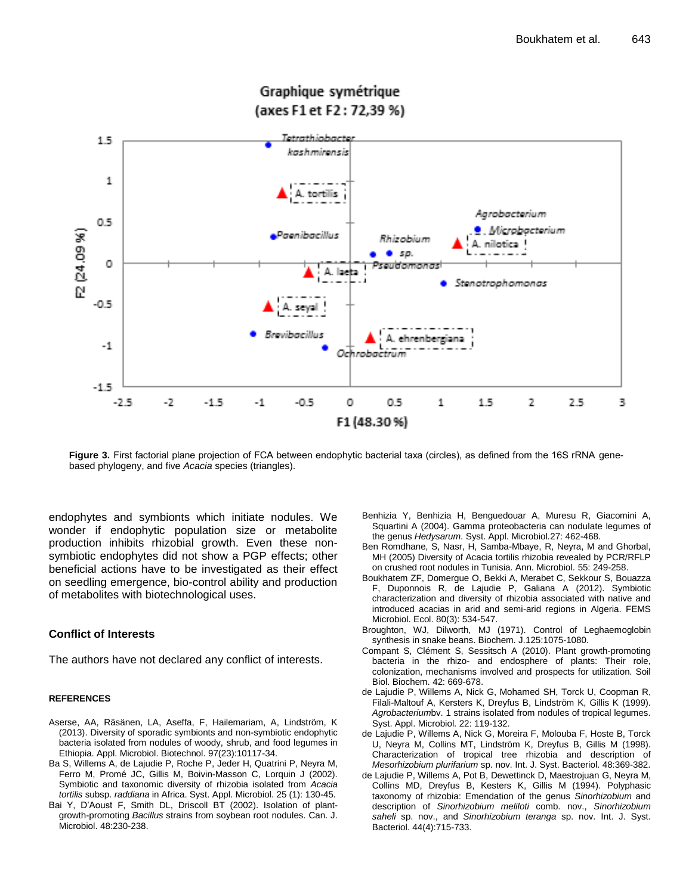Figure 3. First factorial plane projection of FCA between endophytic bacterial taxa (circles), as defined from the 16S rRNA gene-based phylogeny, and five *Acacia* species (triangles).

endophytes and symbionts which initiate nodules. We wonder if endophytic population size or metabolite production inhibits rhizobial growth. Even these non-symbiotic endophytes did not show a PGP effects; other beneficial actions have to be investigated as their effect on seedling emergence, bio-control ability and production of metabolites with biotechnological uses.

## Conflict of Interests

The authors have not declared any conflict of interests.

## REFERENCES

Aserse, AA, Räsänen, LA, Aseffa, F, Hailemariam, A, Lindström, K (2013). Diversity of sporadic symbionts and non-symbiotic endophytic bacteria isolated from nodules of woody, shrub, and food legumes in Ethiopia. Appl. Microbiol. Biotechnol. 97(23):10117-34.

Ba S, Willems A, de Lajudie P, Roche P, Jeder H, Quatrini P, Neyra M, Ferro M, Promé JC, Gillis M, Boivin-Masson C, Lorquin J (2002). Symbiotic and taxonomic diversity of rhizobia isolated from *Acacia tortilis* subsp. *raddiana* in Africa. Syst. Appl. Microbiol. 25 (1): 130-45.

Bai Y, D'Aoust F, Smith DL, Driscoll BT (2002). Isolation of plant-growth-promoting *Bacillus* strains from soybean root nodules. Can. J. Microbiol. 48:230-238.

Benhizia Y, Benhizia H, Benguedouar A, Muresu R, Giacomini A, Squartini A (2004). Gamma proteobacteria can nodulate legumes of the genus *Hedysarum*. Syst. Appl. Microbiol.27: 462-468.

Ben Romdhane, S, Nasr, H, Samba-Mbaye, R, Neyra, M and Ghorbal, MH (2005) Diversity of Acacia tortilis rhizobia revealed by PCR/RFLP on crushed root nodules in Tunisia. Ann. Microbiol. 55: 249-258.

Boukhatem ZF, Domergue O, Bekki A, Merabet C, Sekkour S, Bouazza F, Duponnois R, de Lajudie P, Galiana A (2012). Symbiotic characterization and diversity of rhizobia associated with native and introduced acacias in arid and semi-arid regions in Algeria. FEMS Microbiol. Ecol. 80(3): 534-547.

Broughton, WJ, Dilworth, MJ (1971). Control of Leghaemoglobin synthesis in snake beans. Biochem. J.125:1075-1080.

Compant S, Clément S, Sessitsch A (2010). Plant growth-promoting bacteria in the rhizo- and endosphere of plants: Their role, colonization, mechanisms involved and prospects for utilization. Soil Biol. Biochem. 42: 669-678.

de Lajudie P, Willems A, Nick G, Mohamed SH, Torck U, Coopman R, Filali-Maltouf A, Kersters K, Dreyfus B, Lindström K, Gillis K (1999). *Agrobacterium*bv. 1 strains isolated from nodules of tropical legumes. Syst. Appl. Microbiol. 22: 119-132.

de Lajudie P, Willems A, Nick G, Moreira F, Molouba F, Hoste B, Torck U, Neyra M, Collins MT, Lindström K, Dreyfus B, Gillis M (1998). Characterization of tropical tree rhizobia and description of *Mesorhizobium plurifarium* sp. nov. Int. J. Syst. Bacteriol. 48:369-382.

de Lajudie P, Willems A, Pot B, Dewettinck D, Maestrojuan G, Neyra M, Collins MD, Dreyfus B, Kesters K, Gillis M (1994). Polyphasic taxonomy of rhizobia: Emendation of the genus *Sinorhizobium* and description of *Sinorhizobium meliloti* comb. nov., *Sinorhizobium saheli* sp. nov., and *Sinorhizobium teranga* sp. nov. Int. J. Syst. Bacteriol. 44(4):715-733.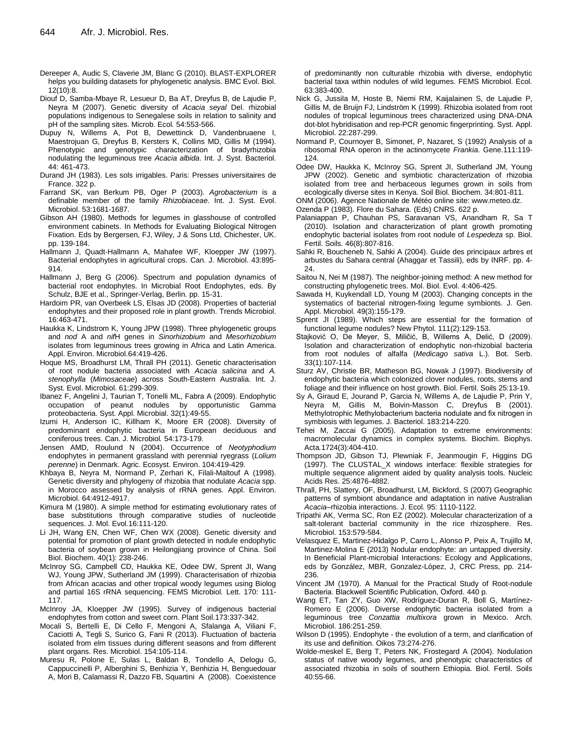Dereeper A, Audic S, Claverie JM, Blanc G (2010). BLAST-EXPLORER helps you building datasets for phylogenetic analysis. BMC Evol. Biol. 12(10):8.

Diouf D, Samba-Mbaye R, Lesueur D, Ba AT, Dreyfus B, de Lajudie P, Neyra M (2007). Genetic diversity of *Acacia seyal* Del. rhizobial populations indigenous to Senegalese soils in relation to salinity and pH of the sampling sites. Microb. Ecol. 54:553-566.

Dupuy N, Willems A, Pot B, Dewettinck D, Vandenbruaene I, Maestrojuan G, Dreyfus B, Kersters K, Collins MD, Gillis M (1994). Phenotypic and genotypic characterization of bradyrhizobia nodulating the leguminous tree *Acacia albida*. Int. J. Syst. Bacteriol. 44: 461-473.

Durand JH (1983). Les sols irrigables. Paris: Presses universitaires de France. 322 p.

Farrand SK, van Berkum PB, Oger P (2003). *Agrobacterium* is a definable member of the family *Rhizobiaceae*. Int. J. Syst. Evol. Microbiol. 53:1681-1687.

Gibson AH (1980). Methods for legumes in glasshouse of controlled environment cabinets. In Methods for Evaluating Biological Nitrogen Fixation. Eds by Bergersen, FJ, Wiley, J & Sons Ltd, Chichester, UK. pp. 139-184.

Hallmann J, Quadt-Hallmann A, Mahafee WF, Kloepper JW (1997). Bacterial endophytes in agricultural crops. Can. J. Microbiol. 43:895-914.

Hallmann J, Berg G (2006). Spectrum and population dynamics of bacterial root endophytes. In Microbial Root Endophytes, eds. By Schulz, BJE et al., Springer-Verlag, Berlin. pp. 15-31.

Hardoim PR, van Overbeek LS, Elsas JD (2008). Properties of bacterial endophytes and their proposed role in plant growth. Trends Microbiol. 16:463-471.

Haukka K, Lindstrom K, Young JPW (1998). Three phylogenetic groups and *nod* A and *nif*H genes in *Sinorhizobium* and *Mesorhizobium* isolates from leguminous trees growing in Africa and Latin America. Appl. Environ. Microbiol.64:419-426.

Hoque MS, Broadhurst LM, Thrall PH (2011). Genetic characterisation of root nodule bacteria associated with *Acacia salicina* and *A. stenophylla* (*Mimosaceae*) across South-Eastern Australia. Int. J. Syst. Evol. Microbiol. 61:299-309.

Ibanez F, Angelini J, Taurian T, Tonelli ML, Fabra A (2009). Endophytic occupation of peanut nodules by opportunistic Gamma proteobacteria. Syst. Appl. Microbial. 32(1):49-55.

Izumi H, Anderson IC, Killham K, Moore ER (2008). Diversity of predominant endophytic bacteria in European deciduous and coniferous trees. Can. J. Microbiol. 54:173-179.

Jensen AMD, Roulund N (2004). Occurrence of *Neotyphodium* endophytes in permanent grassland with perennial ryegrass (*Lolium perenne*) in Denmark. Agric. Ecosyst. Environ. 104:419-429.

Khbaya B, Neyra M, Normand P, Zerhari K, Filali-Maltouf A (1998). Genetic diversity and phylogeny of rhizobia that nodulate *Acacia* spp. in Morocco assessed by analysis of rRNA genes. Appl. Environ. Microbiol. 64:4912-4917.

Kimura M (1980). A simple method for estimating evolutionary rates of base substitutions through comparative studies of nucleotide sequences. J. Mol. Evol.16:111-120.

Li JH, Wang EN, Chen WF, Chen WX (2008). Genetic diversity and potential for promotion of plant growth detected in nodule endophytic bacteria of soybean grown in Heilongjiang province of China. Soil Biol. Biochem. 40(1): 238-246.

McInroy SG, Campbell CD, Haukka KE, Odee DW, Sprent JI, Wang WJ, Young JPW, Sutherland JM (1999). Characterisation of rhizobia from African acacias and other tropical woody legumes using Biolog and partial 16S rRNA sequencing. FEMS Microbiol. Lett. 170: 111-117.

McInroy JA, Kloepper JW (1995). Survey of indigenous bacterial endophytes from cotton and sweet corn. Plant Soil.173:337-342.

Mocali S, Bertelli E, Di Cello F, Mengoni A, Sfalanga A, Viliani F, Caciotti A, Tegli S, Surico G, Fani R (2013). Fluctuation of bacteria isolated from elm tissues during different seasons and from different plant organs. Res. Microbiol. 154:105-114.

Muresu R, Polone E, Sulas L, Baldan B, Tondello A, Delogu G, Cappuccinelli P, Alberghini S, Benhizia Y, Benhizia H, Benguedouar A, Mori B, Calamassi R, Dazzo FB, Squartini A (2008). Coexistence of predominantly non culturable rhizobia with diverse, endophytic bacterial taxa within nodules of wild legumes. FEMS Microbiol. Ecol. 63:383-400.

Nick G, Jussila M, Hoste B, Niemi RM, Kaijalainen S, de Lajudie P, Gillis M, de Bruijn FJ, Lindström K (1999). Rhizobia isolated from root nodules of tropical leguminous trees characterized using DNA-DNA dot-blot hybridisation and rep-PCR genomic fingerprinting. Syst. Appl. Microbiol. 22:287-299.

Normand P, Cournoyer B, Simonet, P, Nazaret, S (1992) Analysis of a ribosomal RNA operon in the actinomycete *Frankia*. Gene.111:119-124.

Odee DW, Haukka K, McInroy SG, Sprent JI, Sutherland JM, Young JPW (2002). Genetic and symbiotic characterization of rhizobia isolated from tree and herbaceous legumes grown in soils from ecologically diverse sites in Kenya. Soil Biol. Biochem. 34:801-811.

ONM (2006). Agence Nationale de Météo online site: www.meteo.dz.

Ozenda P (1983). Flore du Sahara. (Eds) CNRS. 622 p.

Palaniappan P, Chauhan PS, Saravanan VS, Anandham R, Sa T (2010). Isolation and characterization of plant growth promoting endophytic bacterial isolates from root nodule of *Lespedeza* sp. Biol. Fertil. Soils. 46(8):807-816.

Sahki R, Boucheneb N, Sahki A (2004). Guide des principaux arbres et arbustes du Sahara central (Ahaggar et Tassili), eds by INRF. pp. 4-24.

Saitou N, Nei M (1987). The neighbor-joining method: A new method for constructing phylogenetic trees. Mol. Biol. Evol. 4:406-425.

Sawada H, Kuykendall LD, Young M (2003). Changing concepts in the systematics of bacterial nitrogen-fixing legume symbionts. J. Gen. Appl. Microbiol. 49(3):155-179.

Sprent JI (1989). Which steps are essential for the formation of functional legume nodules? New Phytol. 111(2):129-153.

Stajković O, De Meyer, S, Miličić, B, Willems A, Delić, D (2009). Isolation and characterization of endophytic non-rhizobial bacteria from root nodules of alfalfa (*Medicago sativa* L.). Bot. Serb. 33(1):107-114.

Sturz AV, Christie BR, Matheson BG, Nowak J (1997). Biodiversity of endophytic bacteria which colonized clover nodules, roots, stems and foliage and their influence on host growth. Biol. Fertil. Soils 25:13-19.

Sy A, Giraud E, Jourand P, Garcia N, Willems A, de Lajudie P, Prin Y, Neyra M, Gillis M, Boivin-Masson C, Dreyfus B (2001). Methylotrophic Methylobacterium bacteria nodulate and fix nitrogen in symbiosis with legumes. J. Bacteriol. 183:214-220.

Tehei M, Zaccai G (2005). Adaptation to extreme environments: macromolecular dynamics in complex systems. Biochim. Biophys. Acta.1724(3):404-410.

Thompson JD, Gibson TJ, Plewniak F, Jeanmougin F, Higgins DG (1997). The CLUSTAL_X windows interface: flexible strategies for multiple sequence alignment aided by quality analysis tools. Nucleic Acids Res. 25:4876-4882.

Thrall, PH, Slattery, OF, Broadhurst, LM, Bickford, S (2007) Geographic patterns of symbiont abundance and adaptation in native Australian *Acacia*–rhizobia interactions. J. Ecol. 95: 1110-1122.

Tripathi AK, Verma SC, Ron EZ (2002). Molecular characterization of a salt-tolerant bacterial community in the rice rhizosphere. Res. Microbiol. 153:579-584.

Velasquez E, Martinez-Hidalgo P, Carro L, Alonso P, Peix A, Trujillo M, Martinez-Molina E (2013) Nodular endophyte: an untapped diversity. In Beneficial Plant-microbial Interactions: Ecology and Applications, eds by González, MBR, Gonzalez-López, J, CRC Press, pp. 214-236.

Vincent JM (1970). A Manual for the Practical Study of Root-nodule Bacteria. Blackwell Scientific Publication, Oxford. 440 p.

Wang ET, Tan ZY, Guo XW, Rodríguez-Duran R, Boll G, Martínez-Romero E (2006). Diverse endophytic bacteria isolated from a leguminous tree *Conzattia multixora* grown in Mexico. Arch. Microbiol. 186:251-259.

Wilson D (1995). Endophyte - the evolution of a term, and clarification of its use and definition. Oikos 73:274-276.

Wolde-meskel E, Berg T, Peters NK, Frostegard A (2004). Nodulation status of native woody legumes, and phenotypic characteristics of associated rhizobia in soils of southern Ethiopia. Biol. Fertil. Soils 40:55-66.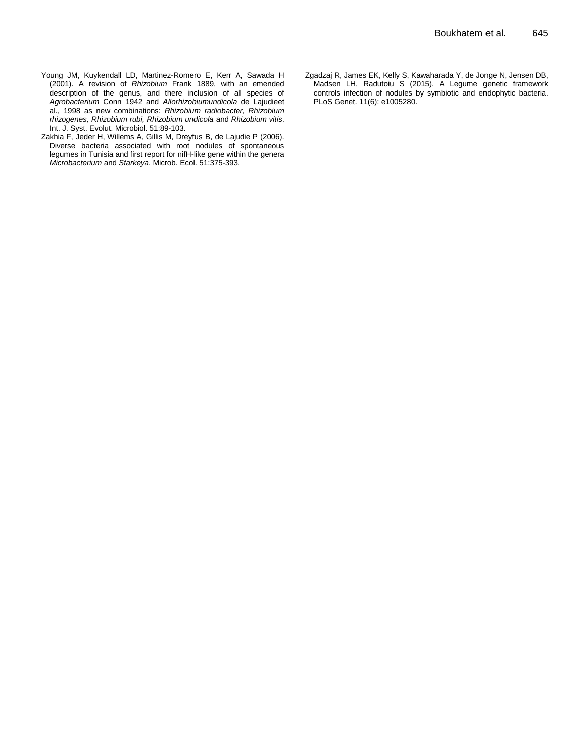Young JM, Kuykendall LD, Martinez-Romero E, Kerr A, Sawada H (2001). A revision of *Rhizobium* Frank 1889, with an emended description of the genus, and there inclusion of all species of *Agrobacterium* Conn 1942 and *Allorhizobiumundicola* de Lajudieet al., 1998 as new combinations: *Rhizobium radiobacter, Rhizobium rhizogenes, Rhizobium rubi, Rhizobium undicola* and *Rhizobium vitis*. Int. J. Syst. Evolut. Microbiol. 51:89-103.

Zakhia F, Jeder H, Willems A, Gillis M, Dreyfus B, de Lajudie P (2006). Diverse bacteria associated with root nodules of spontaneous legumes in Tunisia and first report for nifH-like gene within the genera *Microbacterium* and *Starkeya*. Microb. Ecol. 51:375-393.

Zgadzaj R, James EK, Kelly S, Kawaharada Y, de Jonge N, Jensen DB, Madsen LH, Radutoiu S (2015). A Legume genetic framework controls infection of nodules by symbiotic and endophytic bacteria. PLoS Genet. 11(6): e1005280.